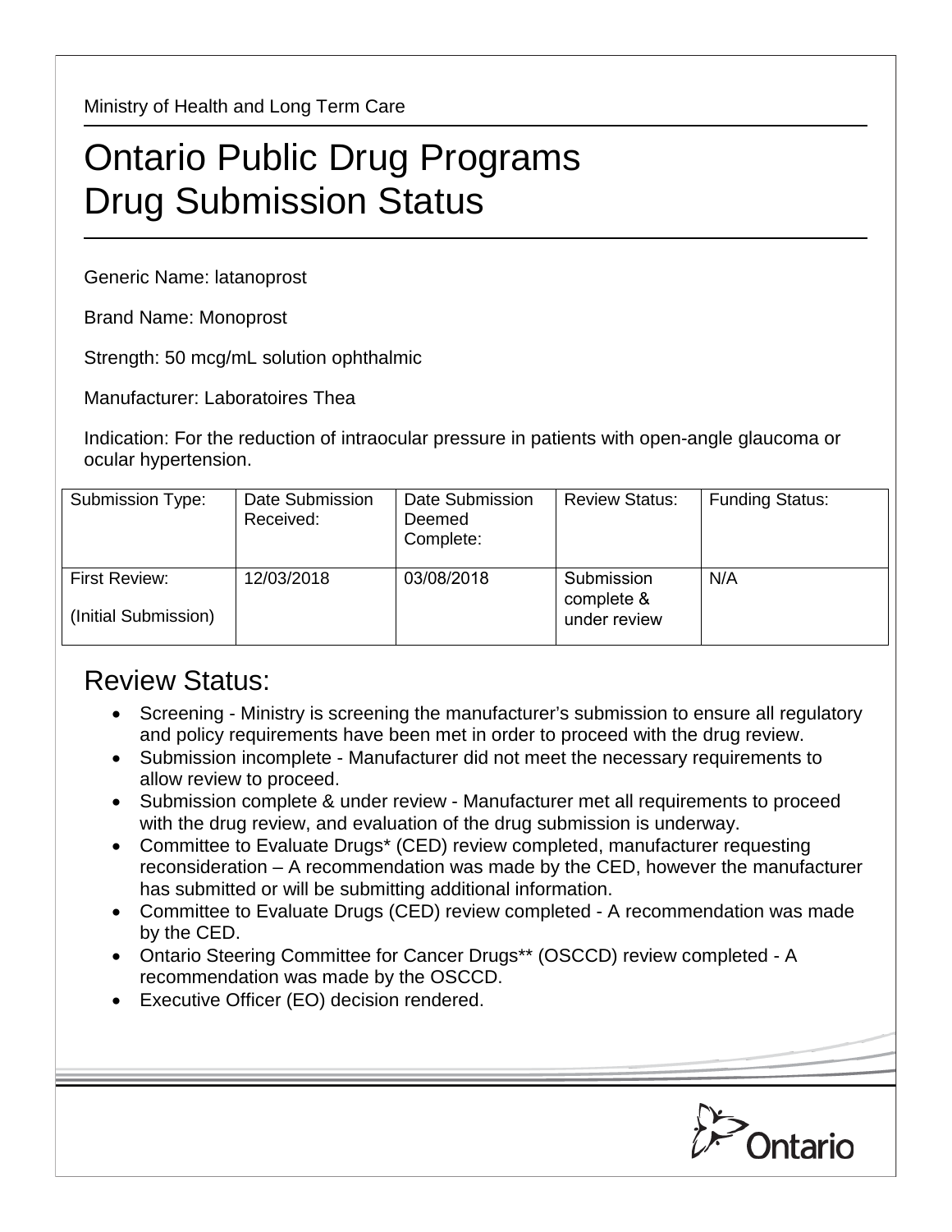Ministry of Health and Long Term Care

# Ontario Public Drug Programs
# Drug Submission Status

Generic Name: latanoprost

Brand Name: Monoprost

Strength: 50 mcg/mL solution ophthalmic

Manufacturer: Laboratoires Thea

Indication: For the reduction of intraocular pressure in patients with open-angle glaucoma or ocular hypertension.

| Submission Type: | Date Submission Received: | Date Submission Deemed Complete: | Review Status: | Funding Status: |
|---|---|---|---|---|
| First Review: (Initial Submission) | 12/03/2018 | 03/08/2018 | Submission complete & under review | N/A |

## Review Status:

- Screening - Ministry is screening the manufacturer's submission to ensure all regulatory and policy requirements have been met in order to proceed with the drug review.
- Submission incomplete - Manufacturer did not meet the necessary requirements to allow review to proceed.
- Submission complete & under review - Manufacturer met all requirements to proceed with the drug review, and evaluation of the drug submission is underway.
- Committee to Evaluate Drugs* (CED) review completed, manufacturer requesting reconsideration – A recommendation was made by the CED, however the manufacturer has submitted or will be submitting additional information.
- Committee to Evaluate Drugs (CED) review completed - A recommendation was made by the CED.
- Ontario Steering Committee for Cancer Drugs** (OSCCD) review completed - A recommendation was made by the OSCCD.
- Executive Officer (EO) decision rendered.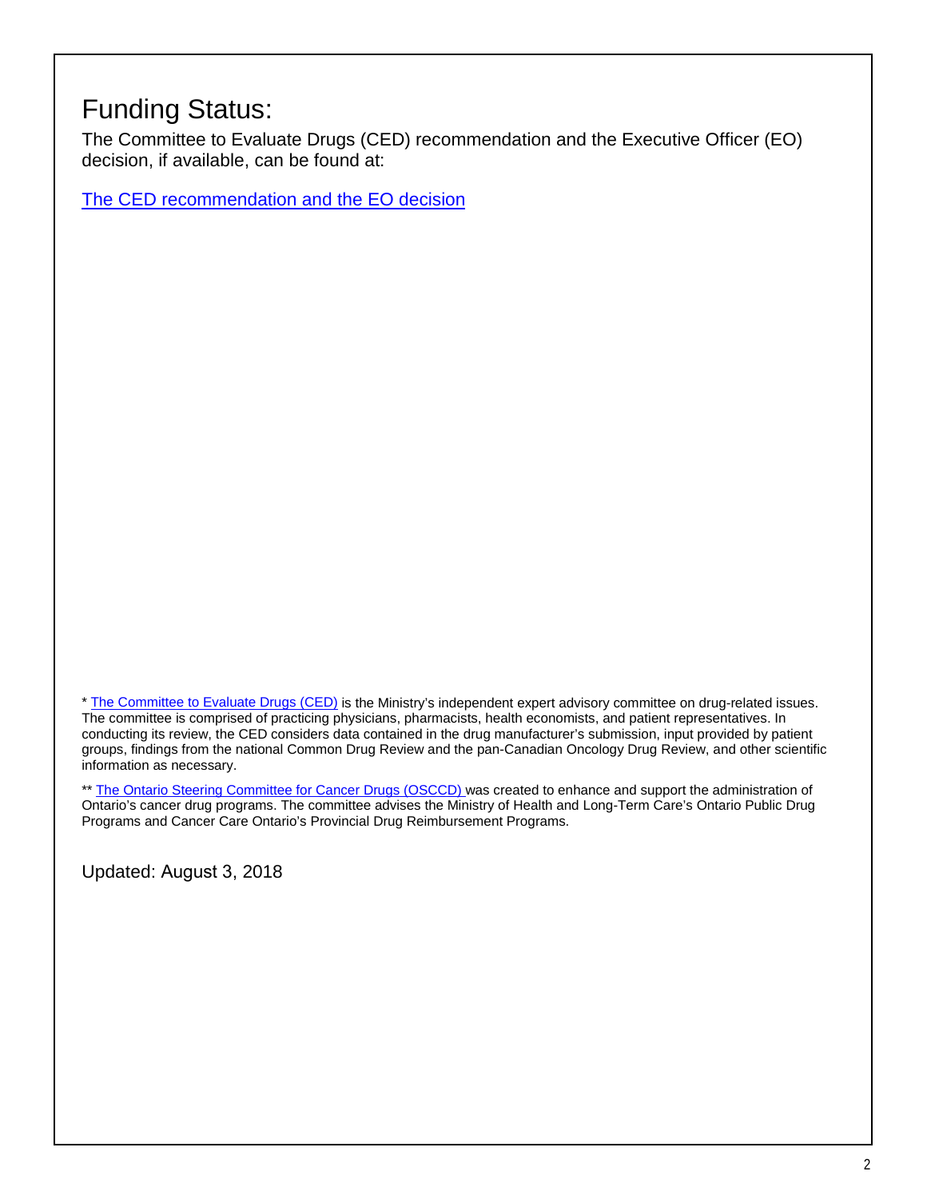# Funding Status:

The Committee to Evaluate Drugs (CED) recommendation and the Executive Officer (EO) decision, if available, can be found at:

The CED recommendation and the EO decision

* The Committee to Evaluate Drugs (CED) is the Ministry's independent expert advisory committee on drug-related issues. The committee is comprised of practicing physicians, pharmacists, health economists, and patient representatives. In conducting its review, the CED considers data contained in the drug manufacturer's submission, input provided by patient groups, findings from the national Common Drug Review and the pan-Canadian Oncology Drug Review, and other scientific information as necessary.

** The Ontario Steering Committee for Cancer Drugs (OSCCD) was created to enhance and support the administration of Ontario's cancer drug programs. The committee advises the Ministry of Health and Long-Term Care's Ontario Public Drug Programs and Cancer Care Ontario's Provincial Drug Reimbursement Programs.

Updated: August 3, 2018